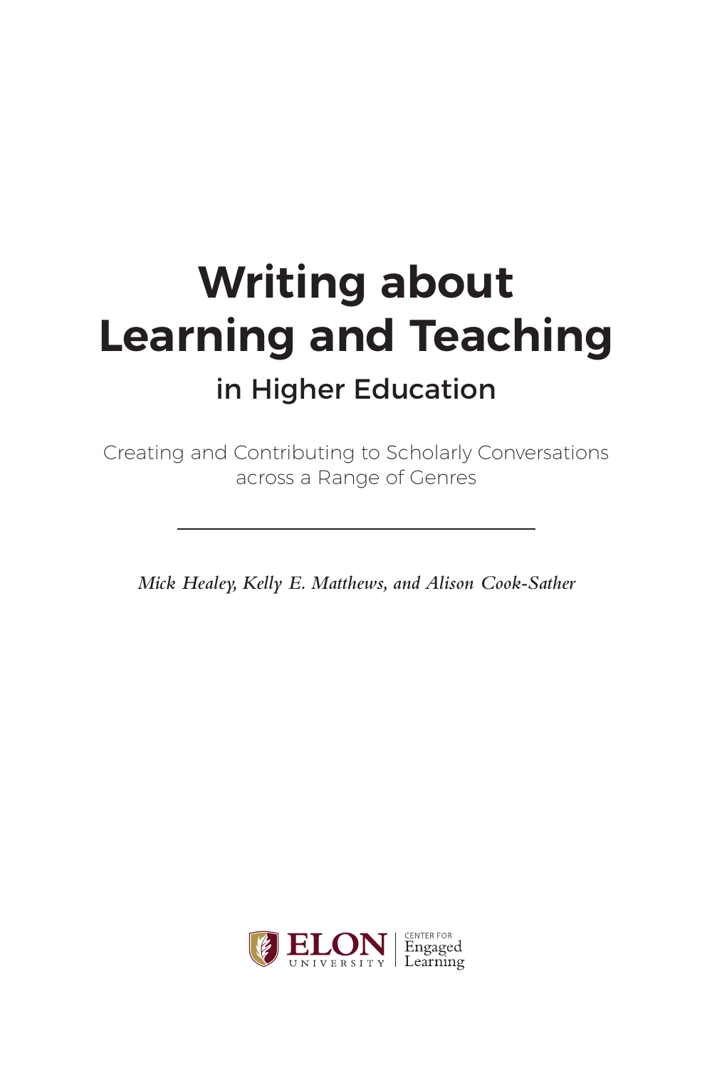# Writing about Learning and Teaching

## in Higher Education

Creating and Contributing to Scholarly Conversations across a Range of Genres

---

*Mick Healey, Kelly E. Matthews, and Alison Cook-Sather*

ELON UNIVERSITY | CENTER FOR Engaged Learning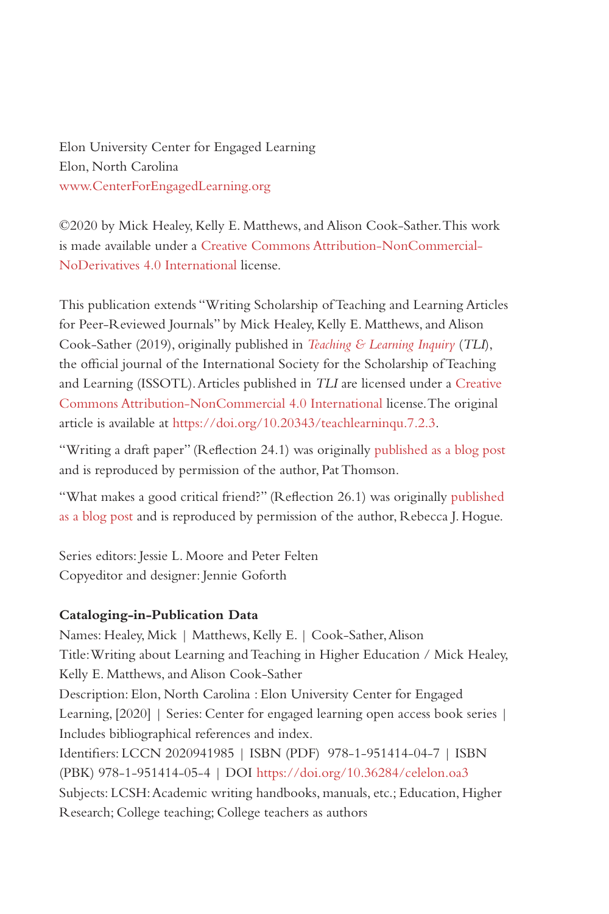Elon University Center for Engaged Learning
Elon, North Carolina
www.CenterForEngagedLearning.org

©2020 by Mick Healey, Kelly E. Matthews, and Alison Cook-Sather. This work is made available under a Creative Commons Attribution-NonCommercial-NoDerivatives 4.0 International license.

This publication extends "Writing Scholarship of Teaching and Learning Articles for Peer-Reviewed Journals" by Mick Healey, Kelly E. Matthews, and Alison Cook-Sather (2019), originally published in *Teaching & Learning Inquiry* (*TLI*), the official journal of the International Society for the Scholarship of Teaching and Learning (ISSOTL). Articles published in *TLI* are licensed under a Creative Commons Attribution-NonCommercial 4.0 International license. The original article is available at https://doi.org/10.20343/teachlearninqu.7.2.3.

"Writing a draft paper" (Reflection 24.1) was originally published as a blog post and is reproduced by permission of the author, Pat Thomson.

"What makes a good critical friend?" (Reflection 26.1) was originally published as a blog post and is reproduced by permission of the author, Rebecca J. Hogue.

Series editors: Jessie L. Moore and Peter Felten
Copyeditor and designer: Jennie Goforth

**Cataloging-in-Publication Data**
Names: Healey, Mick | Matthews, Kelly E. | Cook-Sather, Alison
Title: Writing about Learning and Teaching in Higher Education / Mick Healey, Kelly E. Matthews, and Alison Cook-Sather
Description: Elon, North Carolina : Elon University Center for Engaged Learning, [2020] | Series: Center for engaged learning open access book series | Includes bibliographical references and index.
Identifiers: LCCN 2020941985 | ISBN (PDF) 978-1-951414-04-7 | ISBN (PBK) 978-1-951414-05-4 | DOI https://doi.org/10.36284/celelon.oa3
Subjects: LCSH: Academic writing handbooks, manuals, etc.; Education, Higher Research; College teaching; College teachers as authors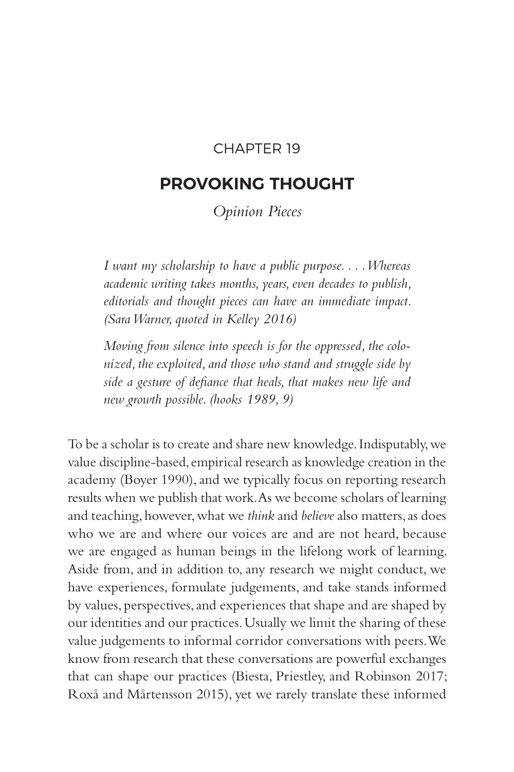CHAPTER 19

# PROVOKING THOUGHT

*Opinion Pieces*

> *I want my scholarship to have a public purpose. . . . Whereas academic writing takes months, years, even decades to publish, editorials and thought pieces can have an immediate impact. (Sara Warner, quoted in Kelley 2016)*

> *Moving from silence into speech is for the oppressed, the colonized, the exploited, and those who stand and struggle side by side a gesture of defiance that heals, that makes new life and new growth possible. (hooks 1989, 9)*

To be a scholar is to create and share new knowledge. Indisputably, we value discipline-based, empirical research as knowledge creation in the academy (Boyer 1990), and we typically focus on reporting research results when we publish that work. As we become scholars of learning and teaching, however, what we *think* and *believe* also matters, as does who we are and where our voices are and are not heard, because we are engaged as human beings in the lifelong work of learning. Aside from, and in addition to, any research we might conduct, we have experiences, formulate judgements, and take stands informed by values, perspectives, and experiences that shape and are shaped by our identities and our practices. Usually we limit the sharing of these value judgements to informal corridor conversations with peers. We know from research that these conversations are powerful exchanges that can shape our practices (Biesta, Priestley, and Robinson 2017; Roxå and Mårtensson 2015), yet we rarely translate these informed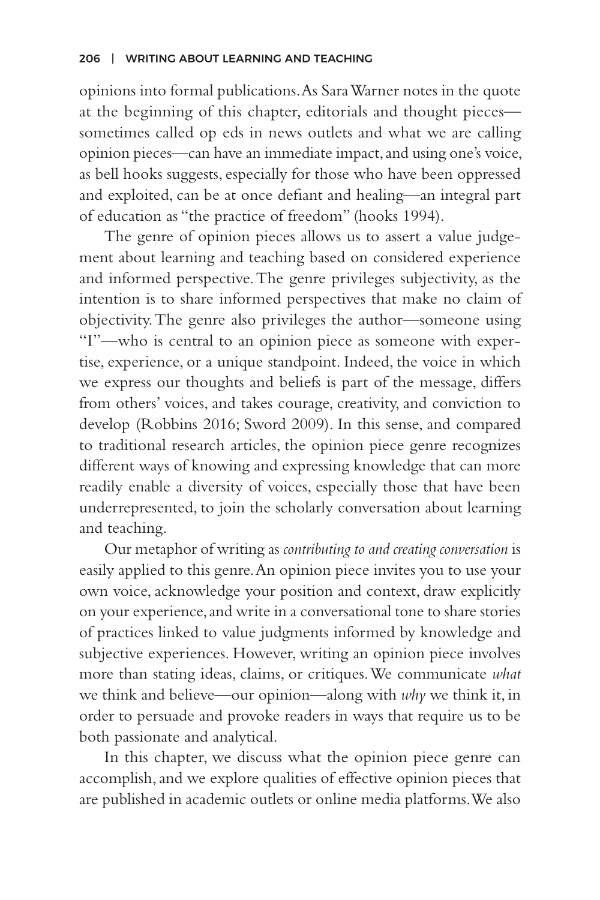opinions into formal publications. As Sara Warner notes in the quote at the beginning of this chapter, editorials and thought pieces—sometimes called op eds in news outlets and what we are calling opinion pieces—can have an immediate impact, and using one's voice, as bell hooks suggests, especially for those who have been oppressed and exploited, can be at once defiant and healing—an integral part of education as "the practice of freedom" (hooks 1994).

The genre of opinion pieces allows us to assert a value judgement about learning and teaching based on considered experience and informed perspective. The genre privileges subjectivity, as the intention is to share informed perspectives that make no claim of objectivity. The genre also privileges the author—someone using "I"—who is central to an opinion piece as someone with expertise, experience, or a unique standpoint. Indeed, the voice in which we express our thoughts and beliefs is part of the message, differs from others' voices, and takes courage, creativity, and conviction to develop (Robbins 2016; Sword 2009). In this sense, and compared to traditional research articles, the opinion piece genre recognizes different ways of knowing and expressing knowledge that can more readily enable a diversity of voices, especially those that have been underrepresented, to join the scholarly conversation about learning and teaching.

Our metaphor of writing as *contributing to and creating conversation* is easily applied to this genre. An opinion piece invites you to use your own voice, acknowledge your position and context, draw explicitly on your experience, and write in a conversational tone to share stories of practices linked to value judgments informed by knowledge and subjective experiences. However, writing an opinion piece involves more than stating ideas, claims, or critiques. We communicate *what* we think and believe—our opinion—along with *why* we think it, in order to persuade and provoke readers in ways that require us to be both passionate and analytical.

In this chapter, we discuss what the opinion piece genre can accomplish, and we explore qualities of effective opinion pieces that are published in academic outlets or online media platforms. We also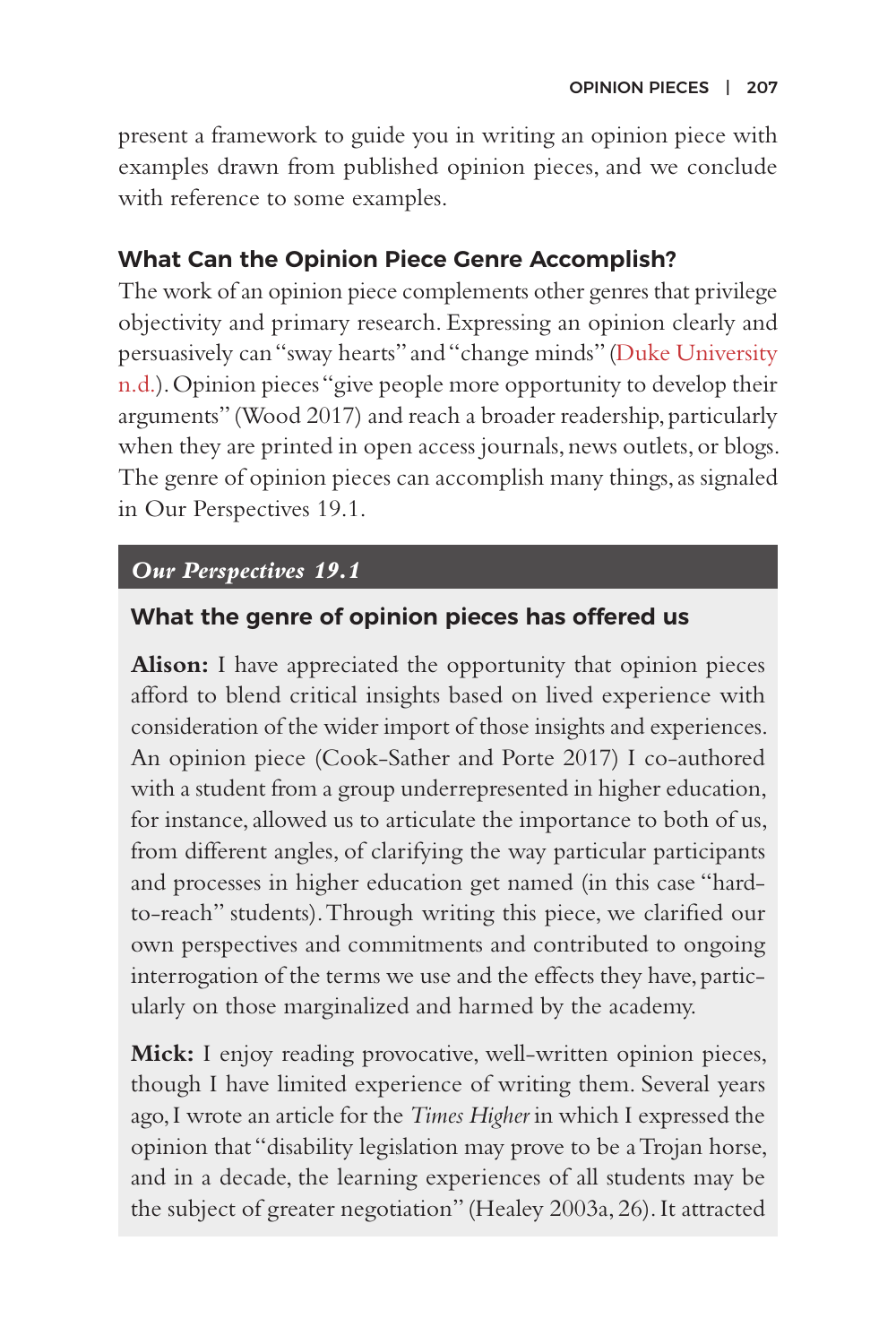present a framework to guide you in writing an opinion piece with examples drawn from published opinion pieces, and we conclude with reference to some examples.

## What Can the Opinion Piece Genre Accomplish?

The work of an opinion piece complements other genres that privilege objectivity and primary research. Expressing an opinion clearly and persuasively can "sway hearts" and "change minds" (Duke University n.d.). Opinion pieces "give people more opportunity to develop their arguments" (Wood 2017) and reach a broader readership, particularly when they are printed in open access journals, news outlets, or blogs. The genre of opinion pieces can accomplish many things, as signaled in Our Perspectives 19.1.

> ***Our Perspectives 19.1***
>
> **What the genre of opinion pieces has offered us**
>
> **Alison:** I have appreciated the opportunity that opinion pieces afford to blend critical insights based on lived experience with consideration of the wider import of those insights and experiences. An opinion piece (Cook-Sather and Porte 2017) I co-authored with a student from a group underrepresented in higher education, for instance, allowed us to articulate the importance to both of us, from different angles, of clarifying the way particular participants and processes in higher education get named (in this case "hard-to-reach" students). Through writing this piece, we clarified our own perspectives and commitments and contributed to ongoing interrogation of the terms we use and the effects they have, particularly on those marginalized and harmed by the academy.
>
> **Mick:** I enjoy reading provocative, well-written opinion pieces, though I have limited experience of writing them. Several years ago, I wrote an article for the *Times Higher* in which I expressed the opinion that "disability legislation may prove to be a Trojan horse, and in a decade, the learning experiences of all students may be the subject of greater negotiation" (Healey 2003a, 26). It attracted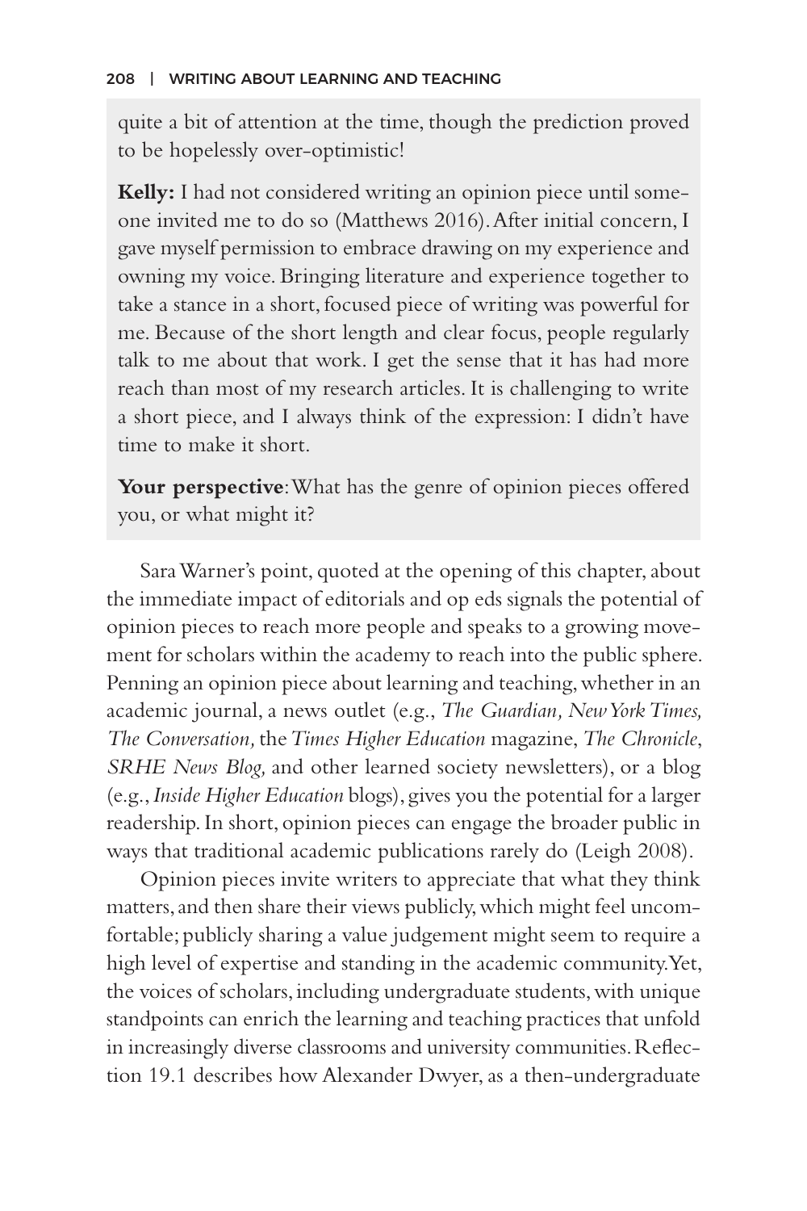quite a bit of attention at the time, though the prediction proved to be hopelessly over-optimistic!

**Kelly:** I had not considered writing an opinion piece until someone invited me to do so (Matthews 2016). After initial concern, I gave myself permission to embrace drawing on my experience and owning my voice. Bringing literature and experience together to take a stance in a short, focused piece of writing was powerful for me. Because of the short length and clear focus, people regularly talk to me about that work. I get the sense that it has had more reach than most of my research articles. It is challenging to write a short piece, and I always think of the expression: I didn't have time to make it short.

**Your perspective**: What has the genre of opinion pieces offered you, or what might it?

Sara Warner's point, quoted at the opening of this chapter, about the immediate impact of editorials and op eds signals the potential of opinion pieces to reach more people and speaks to a growing movement for scholars within the academy to reach into the public sphere. Penning an opinion piece about learning and teaching, whether in an academic journal, a news outlet (e.g., *The Guardian, New York Times, The Conversation,* the *Times Higher Education* magazine, *The Chronicle*, *SRHE News Blog,* and other learned society newsletters), or a blog (e.g., *Inside Higher Education* blogs), gives you the potential for a larger readership. In short, opinion pieces can engage the broader public in ways that traditional academic publications rarely do (Leigh 2008).

Opinion pieces invite writers to appreciate that what they think matters, and then share their views publicly, which might feel uncomfortable; publicly sharing a value judgement might seem to require a high level of expertise and standing in the academic community. Yet, the voices of scholars, including undergraduate students, with unique standpoints can enrich the learning and teaching practices that unfold in increasingly diverse classrooms and university communities. Reflection 19.1 describes how Alexander Dwyer, as a then-undergraduate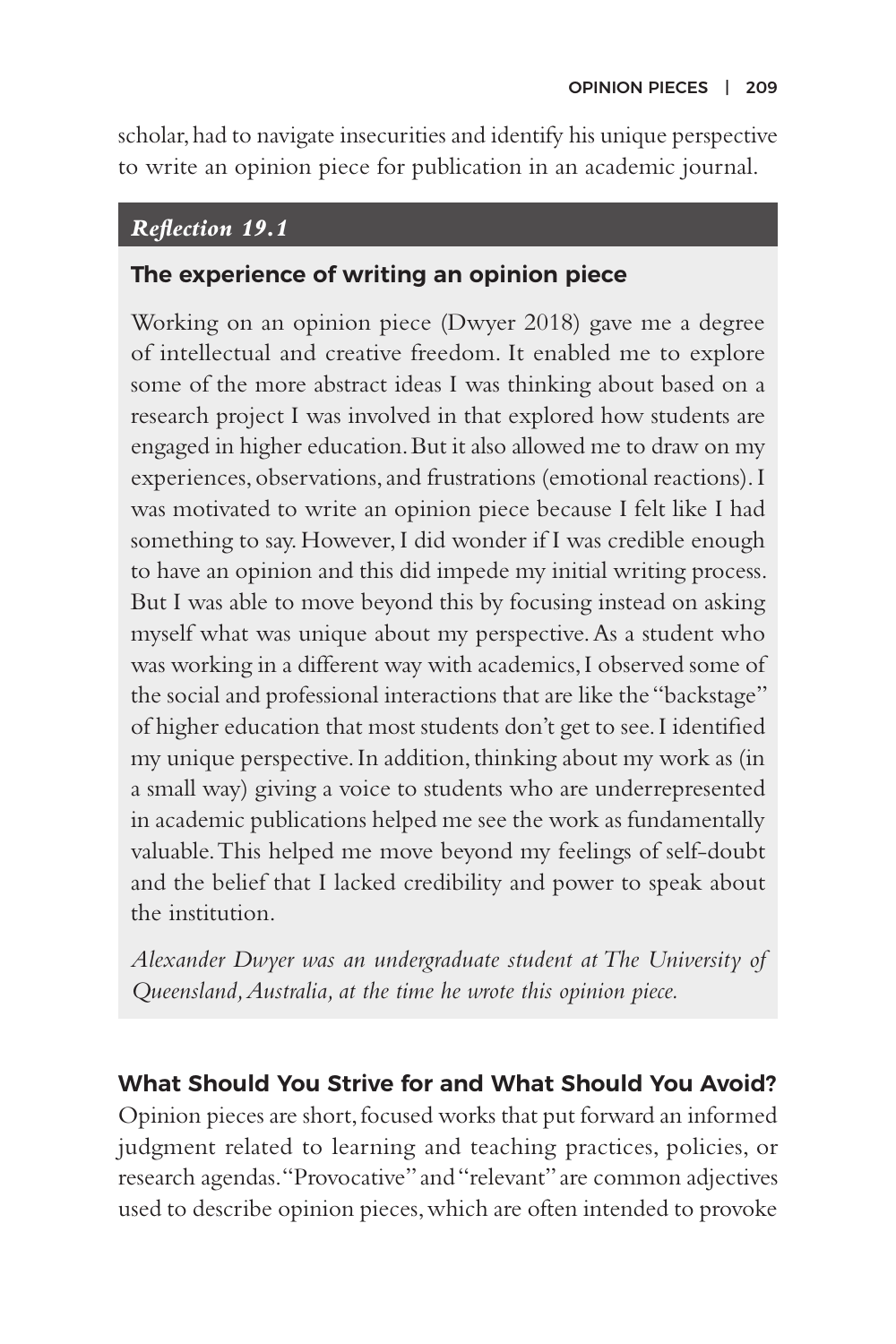scholar, had to navigate insecurities and identify his unique perspective to write an opinion piece for publication in an academic journal.

### *Reflection 19.1*

**The experience of writing an opinion piece**

Working on an opinion piece (Dwyer 2018) gave me a degree of intellectual and creative freedom. It enabled me to explore some of the more abstract ideas I was thinking about based on a research project I was involved in that explored how students are engaged in higher education. But it also allowed me to draw on my experiences, observations, and frustrations (emotional reactions). I was motivated to write an opinion piece because I felt like I had something to say. However, I did wonder if I was credible enough to have an opinion and this did impede my initial writing process. But I was able to move beyond this by focusing instead on asking myself what was unique about my perspective. As a student who was working in a different way with academics, I observed some of the social and professional interactions that are like the "backstage" of higher education that most students don't get to see. I identified my unique perspective. In addition, thinking about my work as (in a small way) giving a voice to students who are underrepresented in academic publications helped me see the work as fundamentally valuable. This helped me move beyond my feelings of self-doubt and the belief that I lacked credibility and power to speak about the institution.

*Alexander Dwyer was an undergraduate student at The University of Queensland, Australia, at the time he wrote this opinion piece.*

## What Should You Strive for and What Should You Avoid?

Opinion pieces are short, focused works that put forward an informed judgment related to learning and teaching practices, policies, or research agendas. "Provocative" and "relevant" are common adjectives used to describe opinion pieces, which are often intended to provoke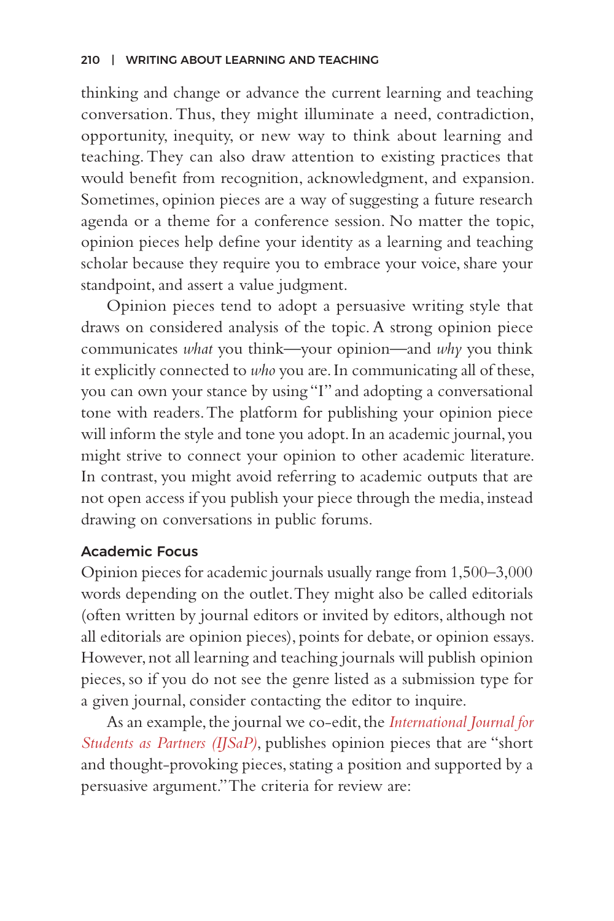thinking and change or advance the current learning and teaching conversation. Thus, they might illuminate a need, contradiction, opportunity, inequity, or new way to think about learning and teaching. They can also draw attention to existing practices that would benefit from recognition, acknowledgment, and expansion. Sometimes, opinion pieces are a way of suggesting a future research agenda or a theme for a conference session. No matter the topic, opinion pieces help define your identity as a learning and teaching scholar because they require you to embrace your voice, share your standpoint, and assert a value judgment.

Opinion pieces tend to adopt a persuasive writing style that draws on considered analysis of the topic. A strong opinion piece communicates *what* you think—your opinion—and *why* you think it explicitly connected to *who* you are. In communicating all of these, you can own your stance by using "I" and adopting a conversational tone with readers. The platform for publishing your opinion piece will inform the style and tone you adopt. In an academic journal, you might strive to connect your opinion to other academic literature. In contrast, you might avoid referring to academic outputs that are not open access if you publish your piece through the media, instead drawing on conversations in public forums.

### Academic Focus

Opinion pieces for academic journals usually range from 1,500–3,000 words depending on the outlet. They might also be called editorials (often written by journal editors or invited by editors, although not all editorials are opinion pieces), points for debate, or opinion essays. However, not all learning and teaching journals will publish opinion pieces, so if you do not see the genre listed as a submission type for a given journal, consider contacting the editor to inquire.

As an example, the journal we co-edit, the *International Journal for Students as Partners (IJSaP)*, publishes opinion pieces that are "short and thought-provoking pieces, stating a position and supported by a persuasive argument." The criteria for review are: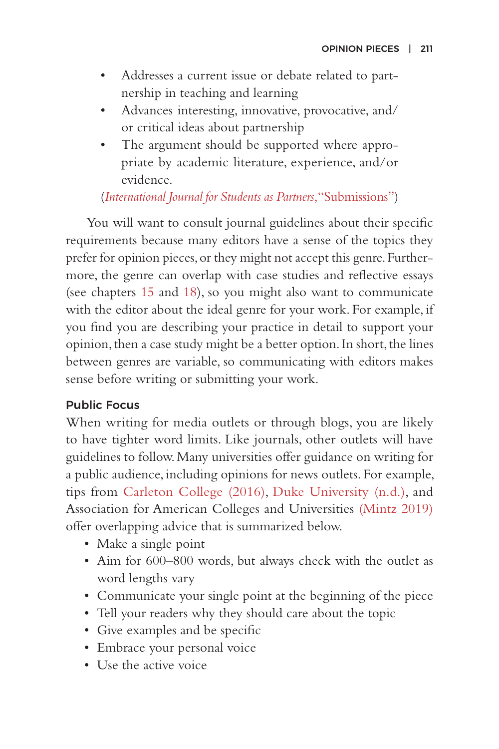- Addresses a current issue or debate related to partnership in teaching and learning
- Advances interesting, innovative, provocative, and/or critical ideas about partnership
- The argument should be supported where appropriate by academic literature, experience, and/or evidence.

(*International Journal for Students as Partners*, "Submissions")

You will want to consult journal guidelines about their specific requirements because many editors have a sense of the topics they prefer for opinion pieces, or they might not accept this genre. Furthermore, the genre can overlap with case studies and reflective essays (see chapters 15 and 18), so you might also want to communicate with the editor about the ideal genre for your work. For example, if you find you are describing your practice in detail to support your opinion, then a case study might be a better option. In short, the lines between genres are variable, so communicating with editors makes sense before writing or submitting your work.

### Public Focus

When writing for media outlets or through blogs, you are likely to have tighter word limits. Like journals, other outlets will have guidelines to follow. Many universities offer guidance on writing for a public audience, including opinions for news outlets. For example, tips from Carleton College (2016), Duke University (n.d.), and Association for American Colleges and Universities (Mintz 2019) offer overlapping advice that is summarized below.

- Make a single point
- Aim for 600–800 words, but always check with the outlet as word lengths vary
- Communicate your single point at the beginning of the piece
- Tell your readers why they should care about the topic
- Give examples and be specific
- Embrace your personal voice
- Use the active voice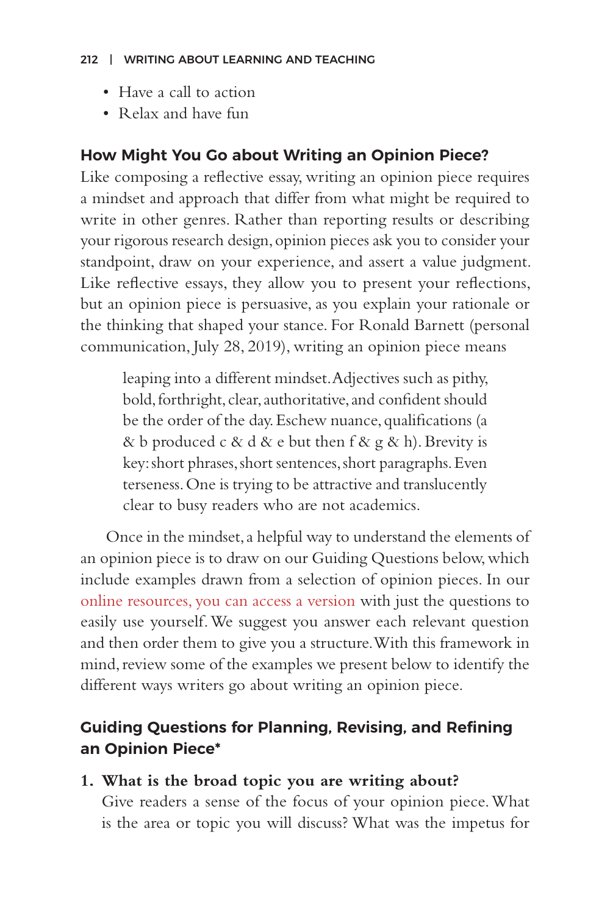- Have a call to action
- Relax and have fun

### How Might You Go about Writing an Opinion Piece?

Like composing a reflective essay, writing an opinion piece requires a mindset and approach that differ from what might be required to write in other genres. Rather than reporting results or describing your rigorous research design, opinion pieces ask you to consider your standpoint, draw on your experience, and assert a value judgment. Like reflective essays, they allow you to present your reflections, but an opinion piece is persuasive, as you explain your rationale or the thinking that shaped your stance. For Ronald Barnett (personal communication, July 28, 2019), writing an opinion piece means

> leaping into a different mindset. Adjectives such as pithy, bold, forthright, clear, authoritative, and confident should be the order of the day. Eschew nuance, qualifications (a & b produced c & d & e but then f & g & h). Brevity is key: short phrases, short sentences, short paragraphs. Even terseness. One is trying to be attractive and translucently clear to busy readers who are not academics.

Once in the mindset, a helpful way to understand the elements of an opinion piece is to draw on our Guiding Questions below, which include examples drawn from a selection of opinion pieces. In our online resources, you can access a version with just the questions to easily use yourself. We suggest you answer each relevant question and then order them to give you a structure. With this framework in mind, review some of the examples we present below to identify the different ways writers go about writing an opinion piece.

### Guiding Questions for Planning, Revising, and Refining an Opinion Piece*

1. **What is the broad topic you are writing about?**
   Give readers a sense of the focus of your opinion piece. What is the area or topic you will discuss? What was the impetus for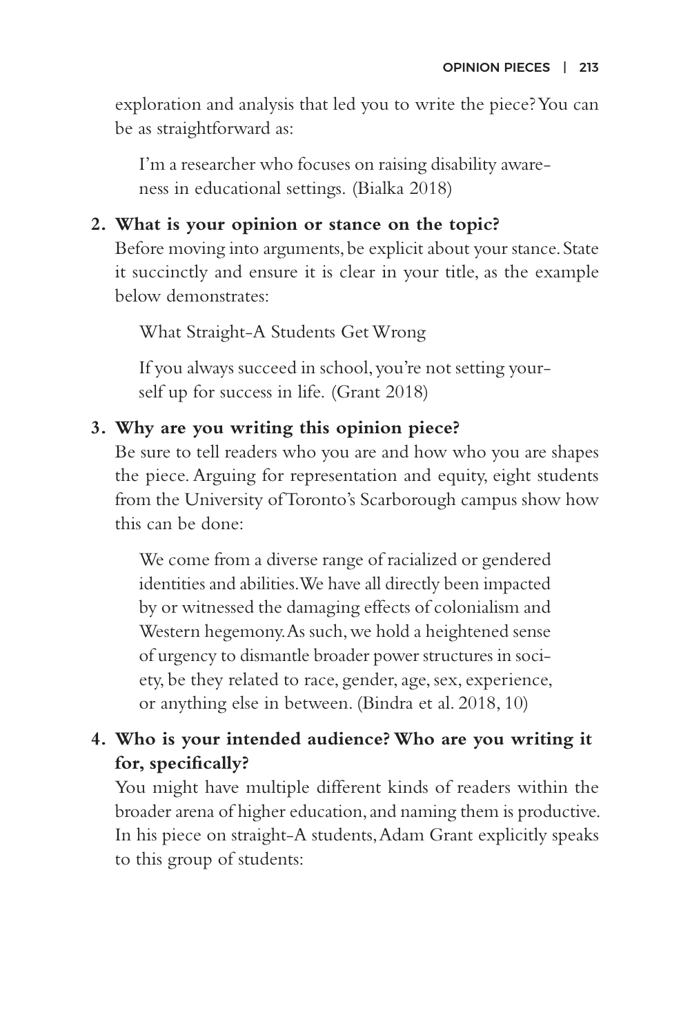exploration and analysis that led you to write the piece? You can be as straightforward as:

> I'm a researcher who focuses on raising disability awareness in educational settings. (Bialka 2018)

2. **What is your opinion or stance on the topic?**
   Before moving into arguments, be explicit about your stance. State it succinctly and ensure it is clear in your title, as the example below demonstrates:

   > What Straight-A Students Get Wrong
   >
   > If you always succeed in school, you're not setting yourself up for success in life. (Grant 2018)

3. **Why are you writing this opinion piece?**
   Be sure to tell readers who you are and how who you are shapes the piece. Arguing for representation and equity, eight students from the University of Toronto's Scarborough campus show how this can be done:

   > We come from a diverse range of racialized or gendered identities and abilities. We have all directly been impacted by or witnessed the damaging effects of colonialism and Western hegemony. As such, we hold a heightened sense of urgency to dismantle broader power structures in society, be they related to race, gender, age, sex, experience, or anything else in between. (Bindra et al. 2018, 10)

4. **Who is your intended audience? Who are you writing it for, specifically?**
   You might have multiple different kinds of readers within the broader arena of higher education, and naming them is productive. In his piece on straight-A students, Adam Grant explicitly speaks to this group of students: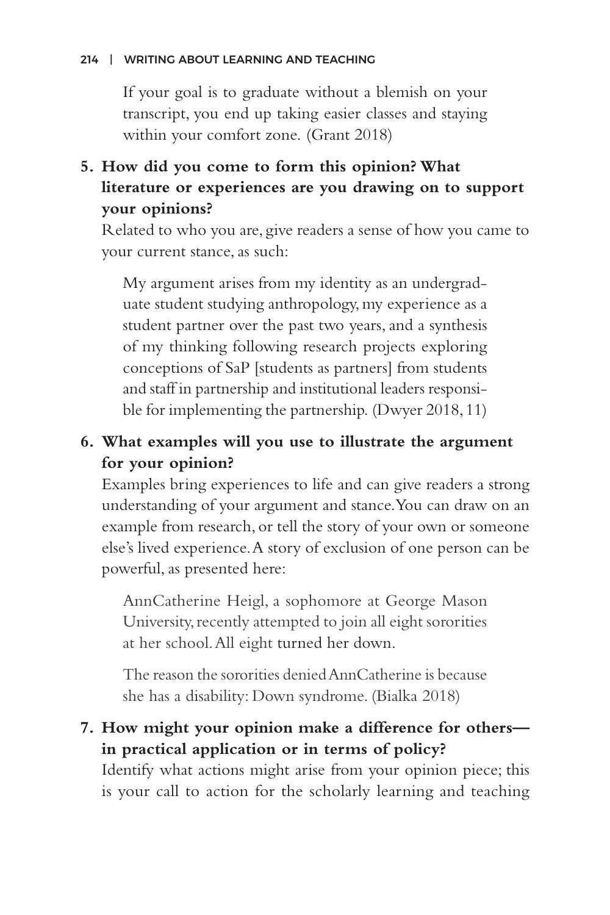> If your goal is to graduate without a blemish on your transcript, you end up taking easier classes and staying within your comfort zone. (Grant 2018)

**5. How did you come to form this opinion? What literature or experiences are you drawing on to support your opinions?**

Related to who you are, give readers a sense of how you came to your current stance, as such:

> My argument arises from my identity as an undergraduate student studying anthropology, my experience as a student partner over the past two years, and a synthesis of my thinking following research projects exploring conceptions of SaP [students as partners] from students and staff in partnership and institutional leaders responsible for implementing the partnership. (Dwyer 2018, 11)

**6. What examples will you use to illustrate the argument for your opinion?**

Examples bring experiences to life and can give readers a strong understanding of your argument and stance. You can draw on an example from research, or tell the story of your own or someone else's lived experience. A story of exclusion of one person can be powerful, as presented here:

> AnnCatherine Heigl, a sophomore at George Mason University, recently attempted to join all eight sororities at her school. All eight turned her down.
>
> The reason the sororities denied AnnCatherine is because she has a disability: Down syndrome. (Bialka 2018)

**7. How might your opinion make a difference for others—in practical application or in terms of policy?**

Identify what actions might arise from your opinion piece; this is your call to action for the scholarly learning and teaching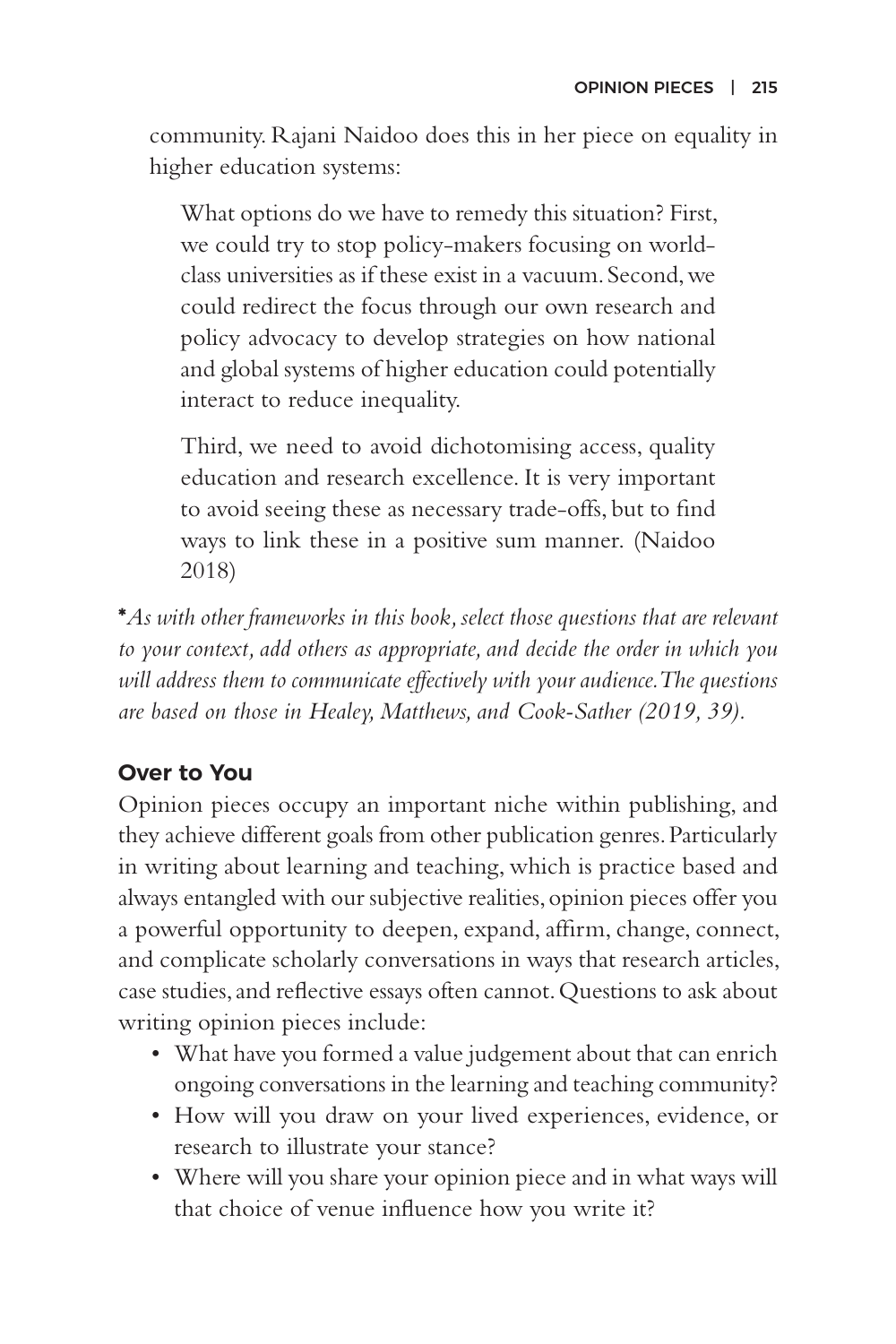community. Rajani Naidoo does this in her piece on equality in higher education systems:

> What options do we have to remedy this situation? First, we could try to stop policy-makers focusing on world-class universities as if these exist in a vacuum. Second, we could redirect the focus through our own research and policy advocacy to develop strategies on how national and global systems of higher education could potentially interact to reduce inequality.
>
> Third, we need to avoid dichotomising access, quality education and research excellence. It is very important to avoid seeing these as necessary trade-offs, but to find ways to link these in a positive sum manner. (Naidoo 2018)

**\****As with other frameworks in this book, select those questions that are relevant to your context, add others as appropriate, and decide the order in which you will address them to communicate effectively with your audience. The questions are based on those in Healey, Matthews, and Cook-Sather (2019, 39).*

### Over to You

Opinion pieces occupy an important niche within publishing, and they achieve different goals from other publication genres. Particularly in writing about learning and teaching, which is practice based and always entangled with our subjective realities, opinion pieces offer you a powerful opportunity to deepen, expand, affirm, change, connect, and complicate scholarly conversations in ways that research articles, case studies, and reflective essays often cannot. Questions to ask about writing opinion pieces include:

- What have you formed a value judgement about that can enrich ongoing conversations in the learning and teaching community?
- How will you draw on your lived experiences, evidence, or research to illustrate your stance?
- Where will you share your opinion piece and in what ways will that choice of venue influence how you write it?